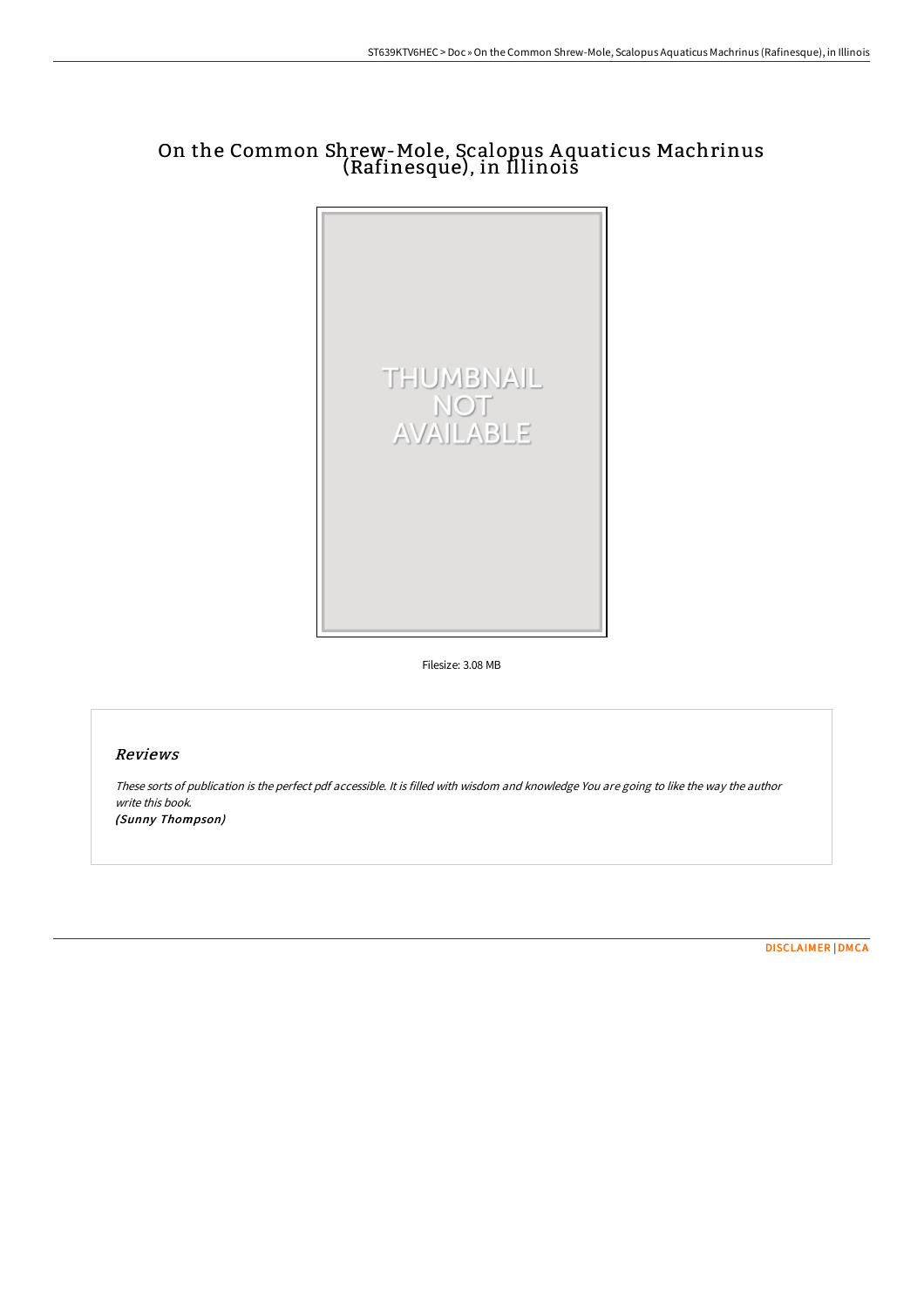# On the Common Shrew-Mole, Scalopus Aquaticus Machrinus (Rafinesque), in Illinois

Filesize: 3.08 MB

## *Reviews*

*These sorts of publication is the perfect pdf accessible. It is filled with wisdom and knowledge You are going to like the way the author write this book.*
*(Sunny Thompson)*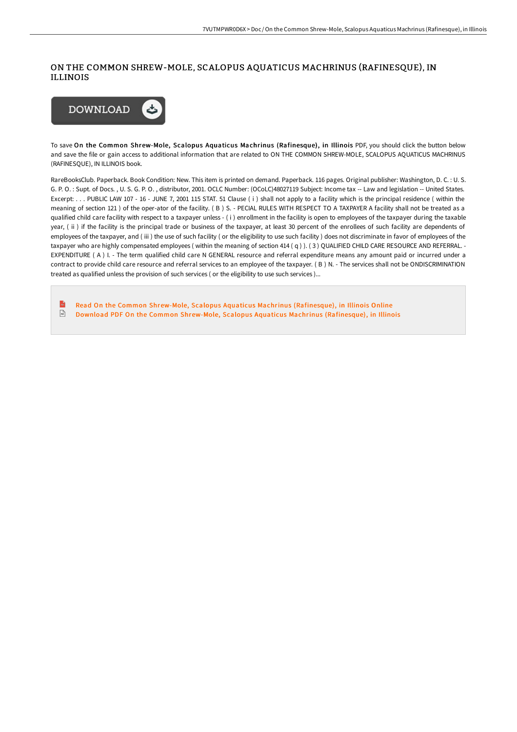# ON THE COMMON SHREW-MOLE, SCALOPUS AQUATICUS MACHRINUS (RAFINESQUE), IN ILLINOIS

DOWNLOAD

To save **On the Common Shrew-Mole, Scalopus Aquaticus Machrinus (Rafinesque), in Illinois** PDF, you should click the button below and save the file or gain access to additional information that are related to ON THE COMMON SHREW-MOLE, SCALOPUS AQUATICUS MACHRINUS (RAFINESQUE), IN ILLINOIS book.

RareBooksClub. Paperback. Book Condition: New. This item is printed on demand. Paperback. 116 pages. Original publisher: Washington, D. C. : U. S. G. P. O. : Supt. of Docs. , U. S. G. P. O. , distributor, 2001. OCLC Number: (OCoLC)48027119 Subject: Income tax -- Law and legislation -- United States. Excerpt: . . . PUBLIC LAW 107 - 16 - JUNE 7, 2001 115 STAT. 51 Clause ( i ) shall not apply to a facility which is the principal residence ( within the meaning of section 121 ) of the oper-ator of the facility. ( B ) S. - PECIAL RULES WITH RESPECT TO A TAXPAYER A facility shall not be treated as a qualified child care facility with respect to a taxpayer unless - ( i ) enrollment in the facility is open to employees of the taxpayer during the taxable year, ( ii ) if the facility is the principal trade or business of the taxpayer, at least 30 percent of the enrollees of such facility are dependents of employees of the taxpayer, and ( iii ) the use of such facility ( or the eligibility to use such facility ) does not discriminate in favor of employees of the taxpayer who are highly compensated employees ( within the meaning of section 414 ( q ) ). ( 3 ) QUALIFIED CHILD CARE RESOURCE AND REFERRAL. - EXPENDITURE ( A ) I. - The term qualified child care N GENERAL resource and referral expenditure means any amount paid or incurred under a contract to provide child care resource and referral services to an employee of the taxpayer. ( B ) N. - The services shall not be ONDISCRIMINATION treated as qualified unless the provision of such services ( or the eligibility to use such services )...

- Read On the Common Shrew-Mole, Scalopus Aquaticus Machrinus (Rafinesque), in Illinois Online
- Download PDF On the Common Shrew-Mole, Scalopus Aquaticus Machrinus (Rafinesque), in Illinois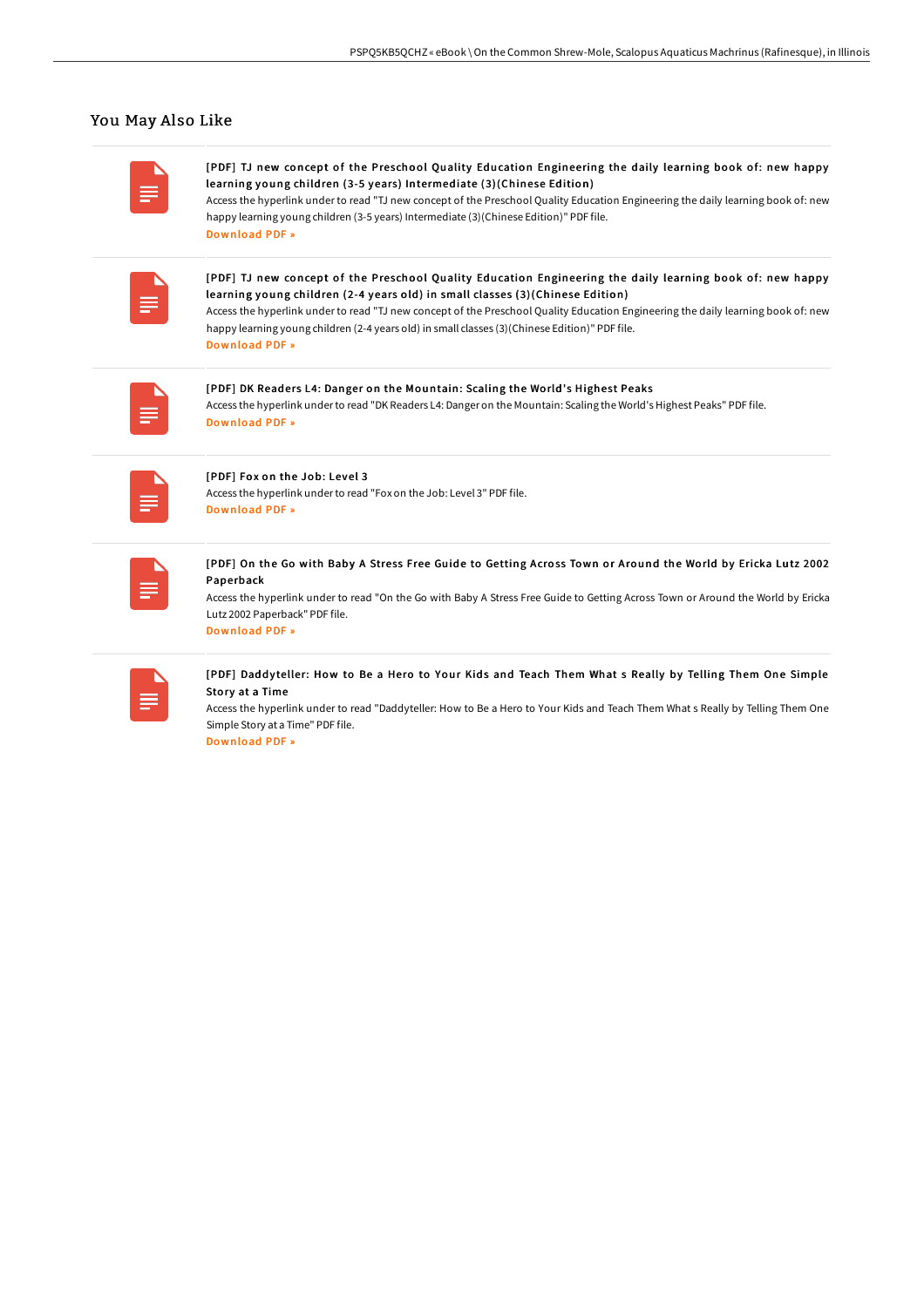## You May Also Like

**[PDF] TJ new concept of the Preschool Quality Education Engineering the daily learning book of: new happy learning young children (3-5 years) Intermediate (3)(Chinese Edition)**

Access the hyperlink under to read "TJ new concept of the Preschool Quality Education Engineering the daily learning book of: new happy learning young children (3-5 years) Intermediate (3)(Chinese Edition)" PDF file.

Download PDF »

**[PDF] TJ new concept of the Preschool Quality Education Engineering the daily learning book of: new happy learning young children (2-4 years old) in small classes (3)(Chinese Edition)**

Access the hyperlink under to read "TJ new concept of the Preschool Quality Education Engineering the daily learning book of: new happy learning young children (2-4 years old) in small classes (3)(Chinese Edition)" PDF file.

Download PDF »

**[PDF] DK Readers L4: Danger on the Mountain: Scaling the World's Highest Peaks**

Access the hyperlink under to read "DK Readers L4: Danger on the Mountain: Scaling the World's Highest Peaks" PDF file.

Download PDF »

**[PDF] Fox on the Job: Level 3**

Access the hyperlink under to read "Fox on the Job: Level 3" PDF file.

Download PDF »

**[PDF] On the Go with Baby A Stress Free Guide to Getting Across Town or Around the World by Ericka Lutz 2002 Paperback**

Access the hyperlink under to read "On the Go with Baby A Stress Free Guide to Getting Across Town or Around the World by Ericka Lutz 2002 Paperback" PDF file.

Download PDF »

**[PDF] Daddyteller: How to Be a Hero to Your Kids and Teach Them What s Really by Telling Them One Simple Story at a Time**

Access the hyperlink under to read "Daddyteller: How to Be a Hero to Your Kids and Teach Them What s Really by Telling Them One Simple Story at a Time" PDF file.

Download PDF »